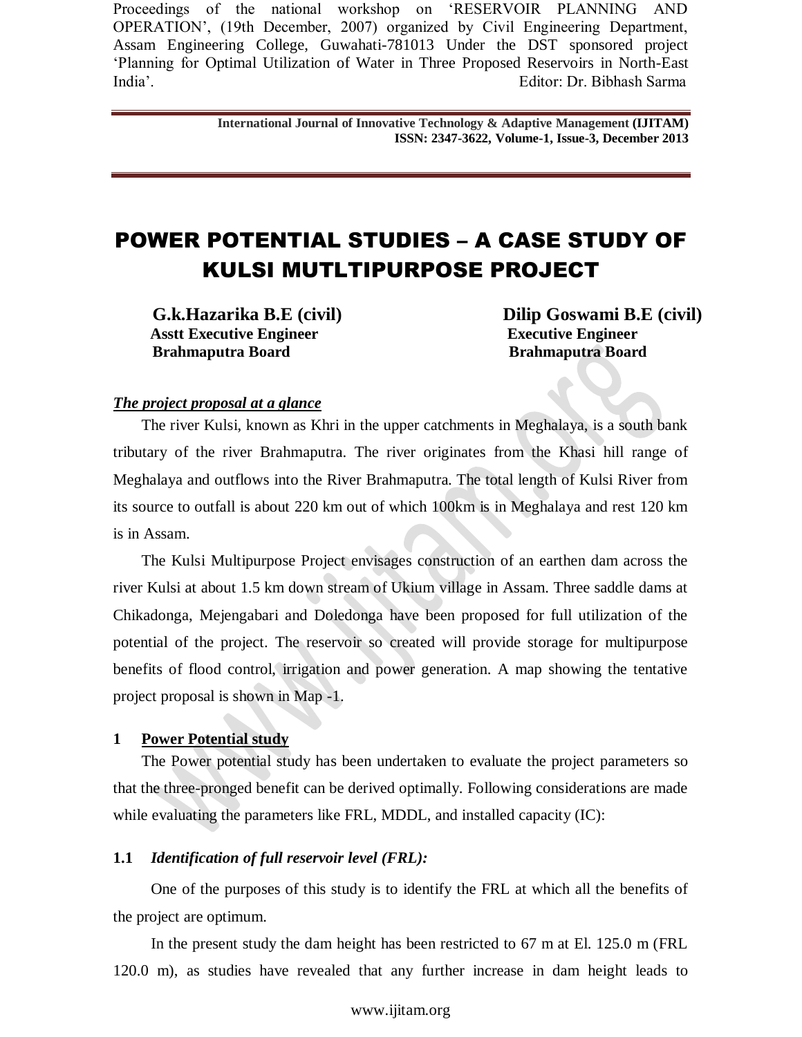Proceedings of the national workshop on 'RESERVOIR PLANNING AND OPERATION', (19th December, 2007) organized by Civil Engineering Department, Assam Engineering College, Guwahati-781013 Under the DST sponsored project 'Planning for Optimal Utilization of Water in Three Proposed Reservoirs in North-East India'. Editor: Dr. Bibhash Sarma

# POWER POTENTIAL STUDIES – A CASE STUDY OF KULSI MUTLTIPURPOSE PROJECT

**G.k.Hazarika B.E (civil)**
**Asstt Executive Engineer**
**Brahmaputra Board**

**Dilip Goswami B.E (civil)**
**Executive Engineer**
**Brahmaputra Board**

***The project proposal at a glance***

The river Kulsi, known as Khri in the upper catchments in Meghalaya, is a south bank tributary of the river Brahmaputra. The river originates from the Khasi hill range of Meghalaya and outflows into the River Brahmaputra. The total length of Kulsi River from its source to outfall is about 220 km out of which 100km is in Meghalaya and rest 120 km is in Assam.

The Kulsi Multipurpose Project envisages construction of an earthen dam across the river Kulsi at about 1.5 km down stream of Ukium village in Assam. Three saddle dams at Chikadonga, Mejengabari and Doledonga have been proposed for full utilization of the potential of the project. The reservoir so created will provide storage for multipurpose benefits of flood control, irrigation and power generation. A map showing the tentative project proposal is shown in Map -1.

## 1 Power Potential study

The Power potential study has been undertaken to evaluate the project parameters so that the three-pronged benefit can be derived optimally. Following considerations are made while evaluating the parameters like FRL, MDDL, and installed capacity (IC):

### 1.1 *Identification of full reservoir level (FRL):*

One of the purposes of this study is to identify the FRL at which all the benefits of the project are optimum.

In the present study the dam height has been restricted to 67 m at El. 125.0 m (FRL 120.0 m), as studies have revealed that any further increase in dam height leads to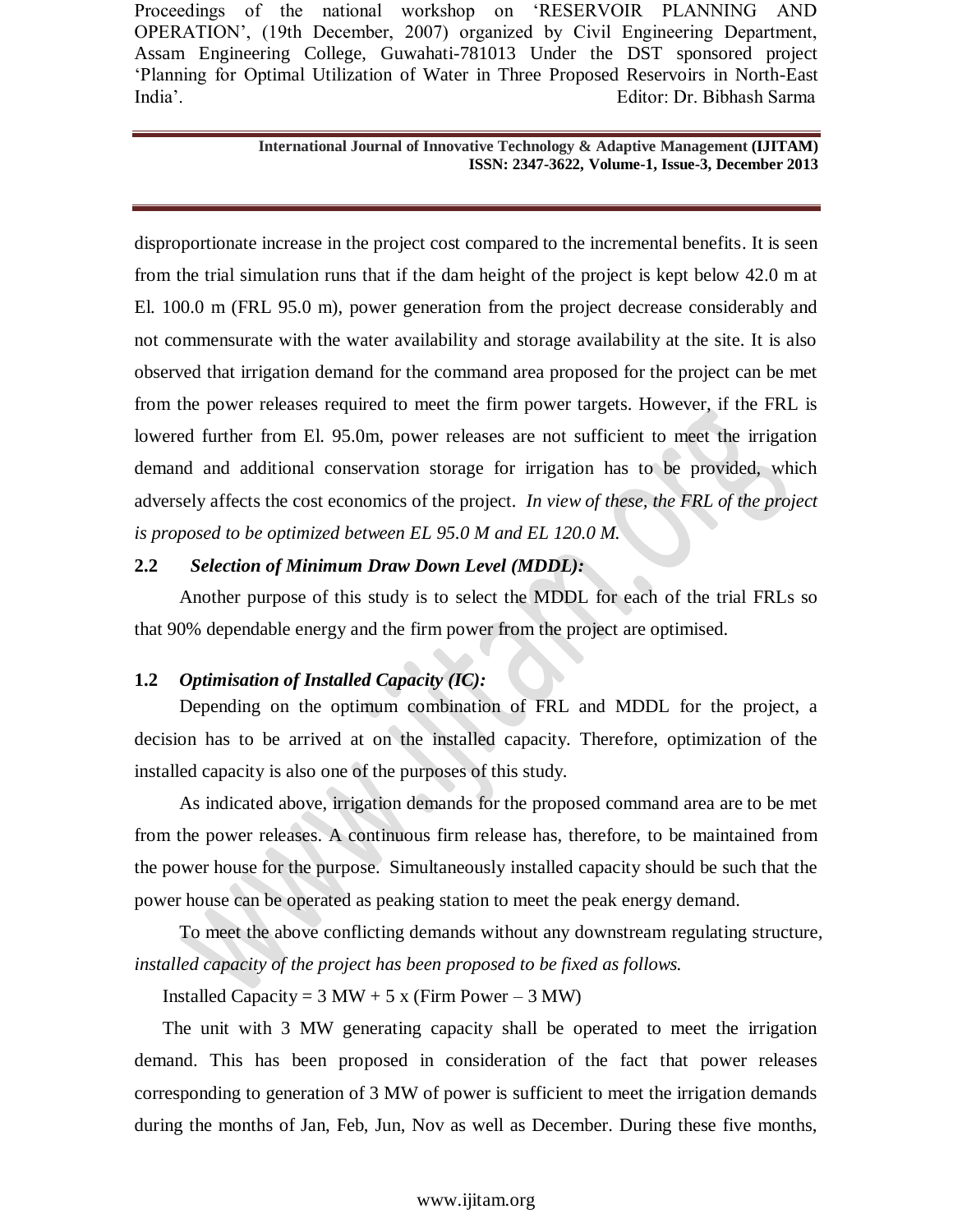disproportionate increase in the project cost compared to the incremental benefits. It is seen from the trial simulation runs that if the dam height of the project is kept below 42.0 m at El. 100.0 m (FRL 95.0 m), power generation from the project decrease considerably and not commensurate with the water availability and storage availability at the site. It is also observed that irrigation demand for the command area proposed for the project can be met from the power releases required to meet the firm power targets. However, if the FRL is lowered further from El. 95.0m, power releases are not sufficient to meet the irrigation demand and additional conservation storage for irrigation has to be provided, which adversely affects the cost economics of the project. *In view of these, the FRL of the project is proposed to be optimized between EL 95.0 M and EL 120.0 M.*

### 2.2 *Selection of Minimum Draw Down Level (MDDL):*

Another purpose of this study is to select the MDDL for each of the trial FRLs so that 90% dependable energy and the firm power from the project are optimised.

### 1.2 *Optimisation of Installed Capacity (IC):*

Depending on the optimum combination of FRL and MDDL for the project, a decision has to be arrived at on the installed capacity. Therefore, optimization of the installed capacity is also one of the purposes of this study.

As indicated above, irrigation demands for the proposed command area are to be met from the power releases. A continuous firm release has, therefore, to be maintained from the power house for the purpose. Simultaneously installed capacity should be such that the power house can be operated as peaking station to meet the peak energy demand.

To meet the above conflicting demands without any downstream regulating structure, *installed capacity of the project has been proposed to be fixed as follows.*

Installed Capacity = 3 MW + 5 x (Firm Power – 3 MW)

The unit with 3 MW generating capacity shall be operated to meet the irrigation demand. This has been proposed in consideration of the fact that power releases corresponding to generation of 3 MW of power is sufficient to meet the irrigation demands during the months of Jan, Feb, Jun, Nov as well as December. During these five months,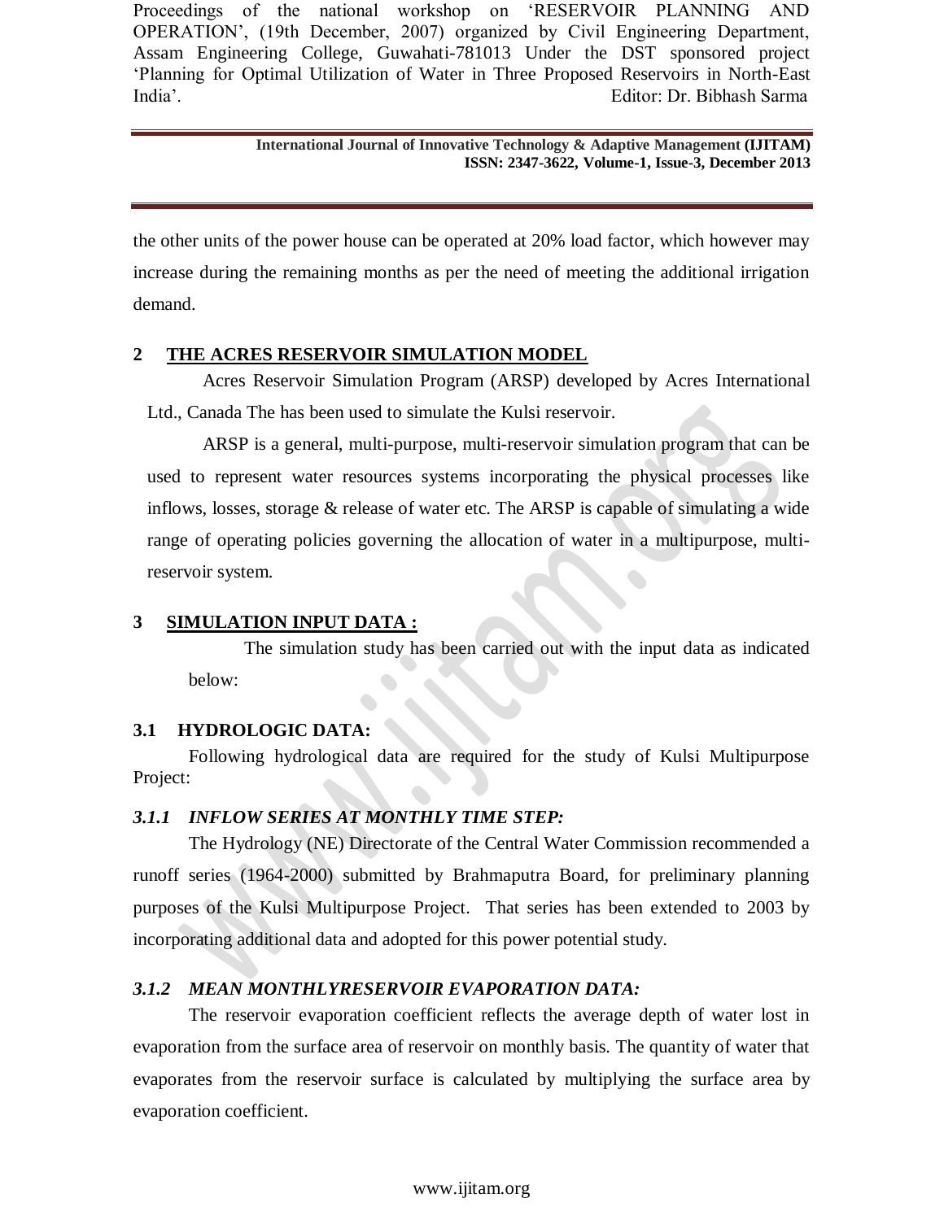the other units of the power house can be operated at 20% load factor, which however may increase during the remaining months as per the need of meeting the additional irrigation demand.

## 2 THE ACRES RESERVOIR SIMULATION MODEL

Acres Reservoir Simulation Program (ARSP) developed by Acres International Ltd., Canada The has been used to simulate the Kulsi reservoir.

ARSP is a general, multi-purpose, multi-reservoir simulation program that can be used to represent water resources systems incorporating the physical processes like inflows, losses, storage & release of water etc. The ARSP is capable of simulating a wide range of operating policies governing the allocation of water in a multipurpose, multi-reservoir system.

## 3 SIMULATION INPUT DATA :

The simulation study has been carried out with the input data as indicated below:

### 3.1 HYDROLOGIC DATA:

Following hydrological data are required for the study of Kulsi Multipurpose Project:

#### *3.1.1 INFLOW SERIES AT MONTHLY TIME STEP:*

The Hydrology (NE) Directorate of the Central Water Commission recommended a runoff series (1964-2000) submitted by Brahmaputra Board, for preliminary planning purposes of the Kulsi Multipurpose Project. That series has been extended to 2003 by incorporating additional data and adopted for this power potential study.

#### *3.1.2 MEAN MONTHLYRESERVOIR EVAPORATION DATA:*

The reservoir evaporation coefficient reflects the average depth of water lost in evaporation from the surface area of reservoir on monthly basis. The quantity of water that evaporates from the reservoir surface is calculated by multiplying the surface area by evaporation coefficient.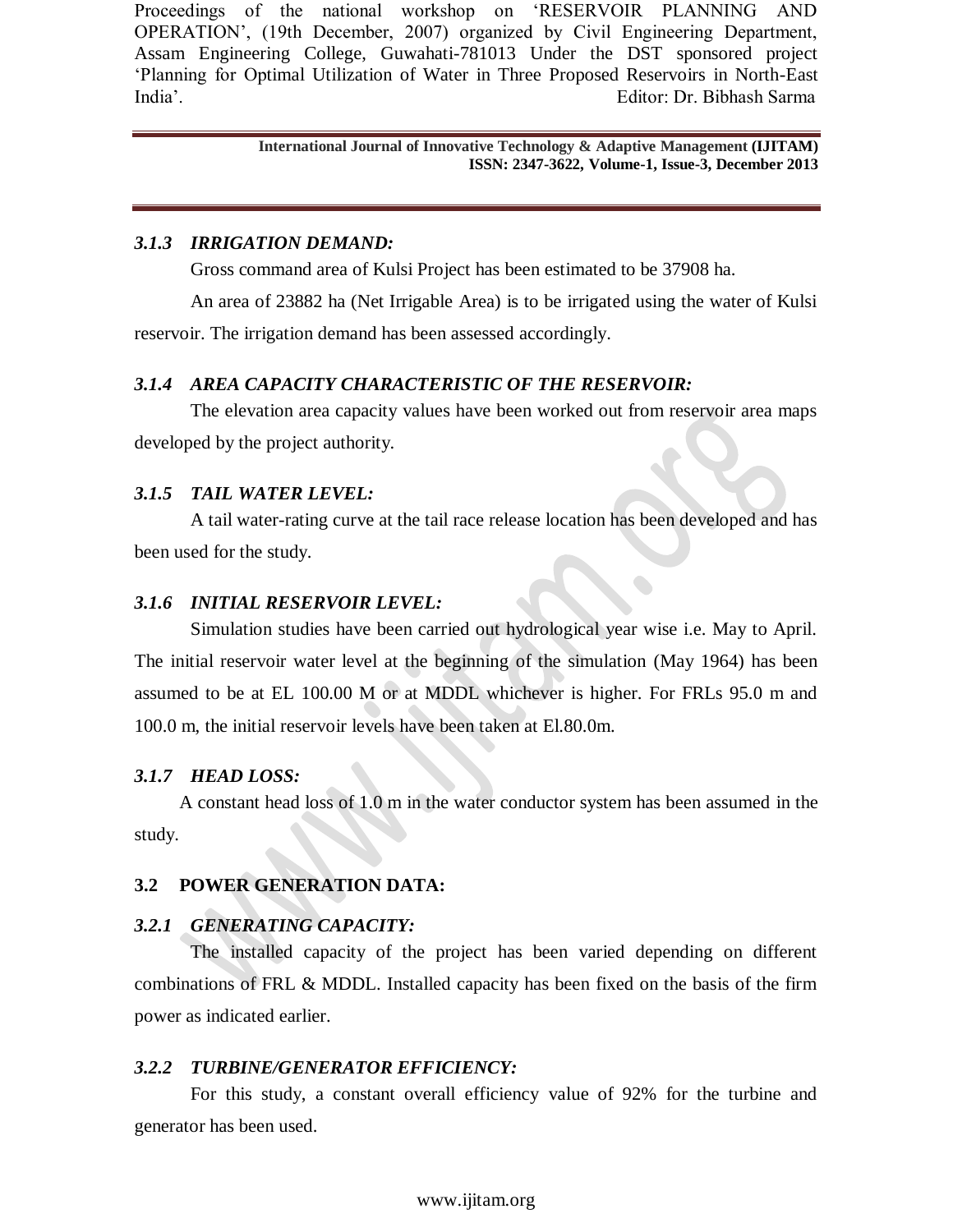### *3.1.3 IRRIGATION DEMAND:*

Gross command area of Kulsi Project has been estimated to be 37908 ha.

An area of 23882 ha (Net Irrigable Area) is to be irrigated using the water of Kulsi reservoir. The irrigation demand has been assessed accordingly.

### *3.1.4 AREA CAPACITY CHARACTERISTIC OF THE RESERVOIR:*

The elevation area capacity values have been worked out from reservoir area maps developed by the project authority.

### *3.1.5 TAIL WATER LEVEL:*

A tail water-rating curve at the tail race release location has been developed and has been used for the study.

### *3.1.6 INITIAL RESERVOIR LEVEL:*

Simulation studies have been carried out hydrological year wise i.e. May to April. The initial reservoir water level at the beginning of the simulation (May 1964) has been assumed to be at EL 100.00 M or at MDDL whichever is higher. For FRLs 95.0 m and 100.0 m, the initial reservoir levels have been taken at El.80.0m.

### *3.1.7 HEAD LOSS:*

A constant head loss of 1.0 m in the water conductor system has been assumed in the study.

## 3.2 POWER GENERATION DATA:

### *3.2.1 GENERATING CAPACITY:*

The installed capacity of the project has been varied depending on different combinations of FRL & MDDL. Installed capacity has been fixed on the basis of the firm power as indicated earlier.

### *3.2.2 TURBINE/GENERATOR EFFICIENCY:*

For this study, a constant overall efficiency value of 92% for the turbine and generator has been used.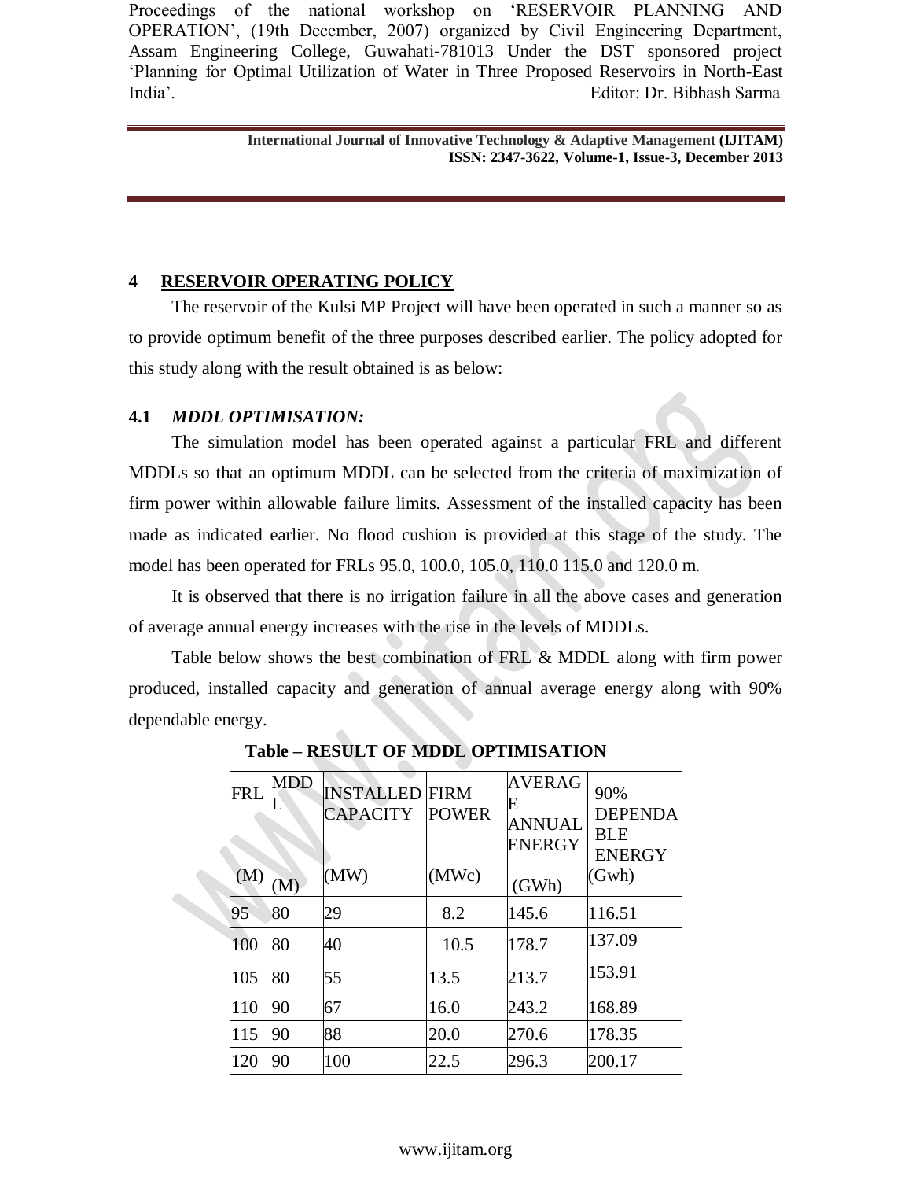## 4 RESERVOIR OPERATING POLICY

The reservoir of the Kulsi MP Project will have been operated in such a manner so as to provide optimum benefit of the three purposes described earlier. The policy adopted for this study along with the result obtained is as below:

### 4.1 *MDDL OPTIMISATION:*

The simulation model has been operated against a particular FRL and different MDDLs so that an optimum MDDL can be selected from the criteria of maximization of firm power within allowable failure limits. Assessment of the installed capacity has been made as indicated earlier. No flood cushion is provided at this stage of the study. The model has been operated for FRLs 95.0, 100.0, 105.0, 110.0 115.0 and 120.0 m.

It is observed that there is no irrigation failure in all the above cases and generation of average annual energy increases with the rise in the levels of MDDLs.

Table below shows the best combination of FRL & MDDL along with firm power produced, installed capacity and generation of annual average energy along with 90% dependable energy.

**Table – RESULT OF MDDL OPTIMISATION**

| FRL (M) | MDDL (M) | INSTALLED CAPACITY (MW) | FIRM POWER (MWc) | AVERAGE ANNUAL ENERGY (GWh) | 90% DEPENDABLE ENERGY (Gwh) |
|---|---|---|---|---|---|
| 95 | 80 | 29 | 8.2 | 145.6 | 116.51 |
| 100 | 80 | 40 | 10.5 | 178.7 | 137.09 |
| 105 | 80 | 55 | 13.5 | 213.7 | 153.91 |
| 110 | 90 | 67 | 16.0 | 243.2 | 168.89 |
| 115 | 90 | 88 | 20.0 | 270.6 | 178.35 |
| 120 | 90 | 100 | 22.5 | 296.3 | 200.17 |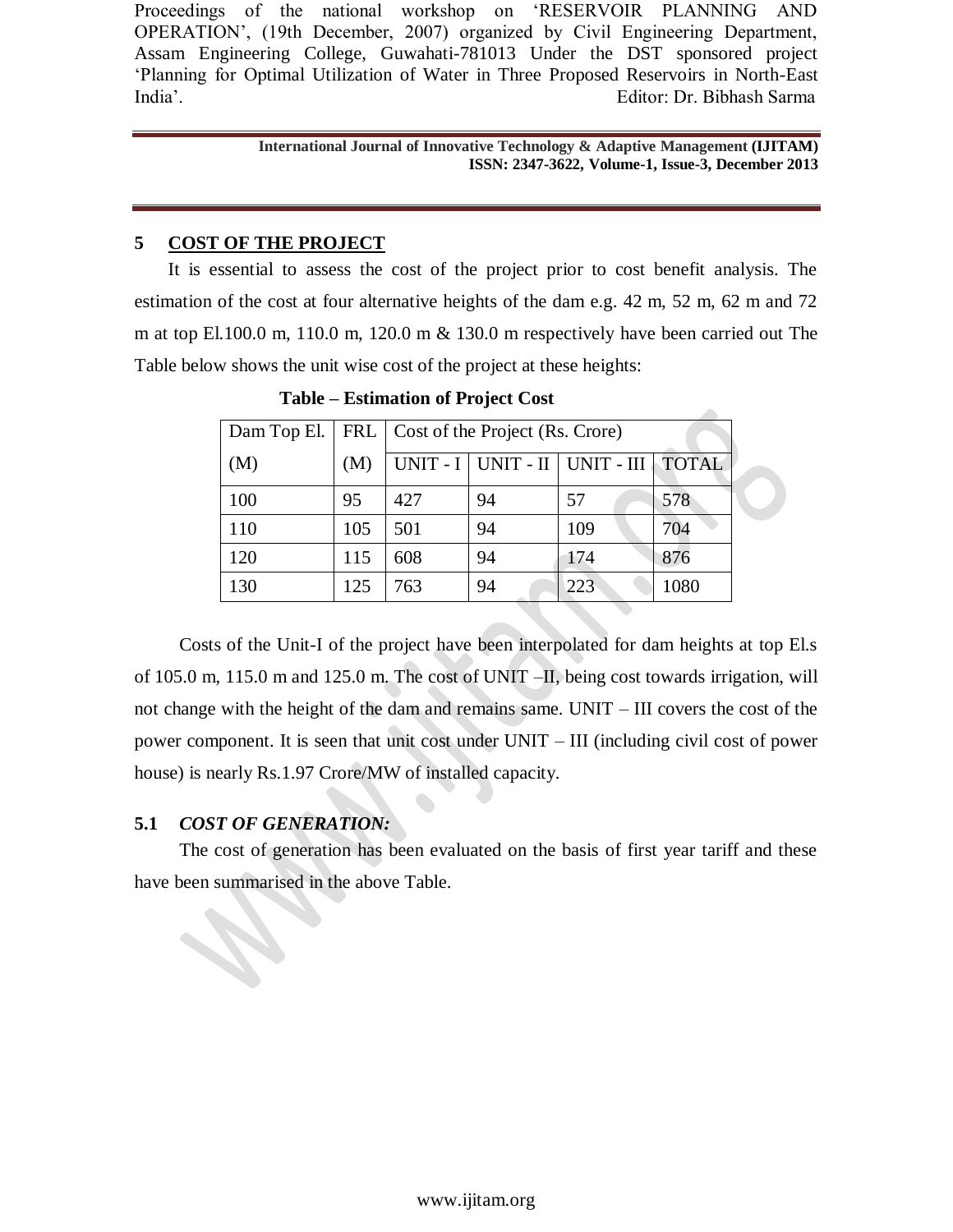## 5 COST OF THE PROJECT

It is essential to assess the cost of the project prior to cost benefit analysis. The estimation of the cost at four alternative heights of the dam e.g. 42 m, 52 m, 62 m and 72 m at top El.100.0 m, 110.0 m, 120.0 m & 130.0 m respectively have been carried out The Table below shows the unit wise cost of the project at these heights:

**Table – Estimation of Project Cost**

| Dam Top El. (M) | FRL (M) | Cost of the Project (Rs. Crore) | | | |
|---|---|---|---|---|---|
| | | UNIT - I | UNIT - II | UNIT - III | TOTAL |
| 100 | 95 | 427 | 94 | 57 | 578 |
| 110 | 105 | 501 | 94 | 109 | 704 |
| 120 | 115 | 608 | 94 | 174 | 876 |
| 130 | 125 | 763 | 94 | 223 | 1080 |

Costs of the Unit-I of the project have been interpolated for dam heights at top El.s of 105.0 m, 115.0 m and 125.0 m. The cost of UNIT –II, being cost towards irrigation, will not change with the height of the dam and remains same. UNIT – III covers the cost of the power component. It is seen that unit cost under UNIT – III (including civil cost of power house) is nearly Rs.1.97 Crore/MW of installed capacity.

### 5.1 *COST OF GENERATION:*

The cost of generation has been evaluated on the basis of first year tariff and these have been summarised in the above Table.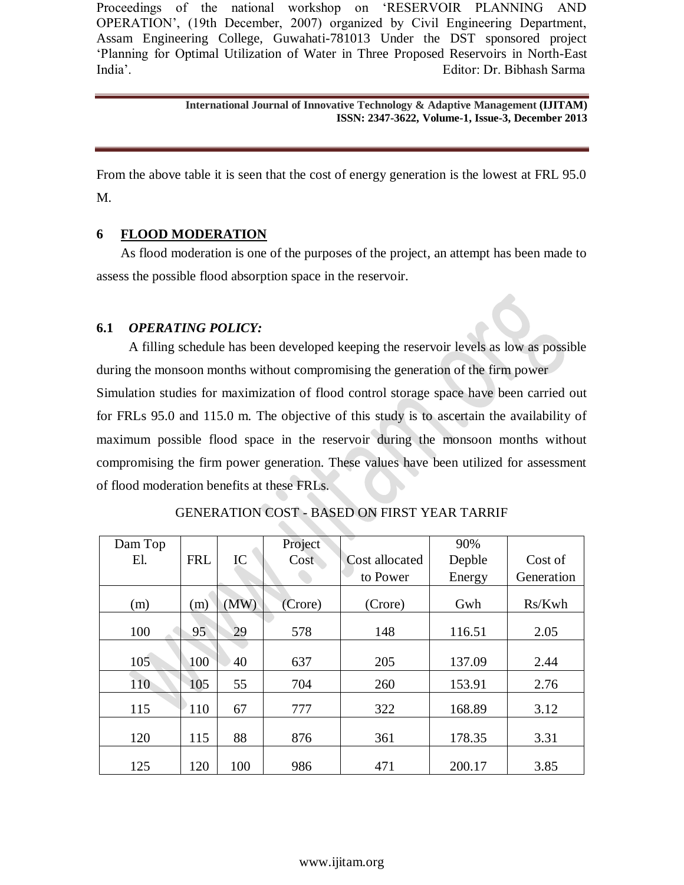From the above table it is seen that the cost of energy generation is the lowest at FRL 95.0 M.

## 6 FLOOD MODERATION

As flood moderation is one of the purposes of the project, an attempt has been made to assess the possible flood absorption space in the reservoir.

### 6.1 *OPERATING POLICY:*

A filling schedule has been developed keeping the reservoir levels as low as possible during the monsoon months without compromising the generation of the firm power

Simulation studies for maximization of flood control storage space have been carried out for FRLs 95.0 and 115.0 m. The objective of this study is to ascertain the availability of maximum possible flood space in the reservoir during the monsoon months without compromising the firm power generation. These values have been utilized for assessment of flood moderation benefits at these FRLs.

GENERATION COST - BASED ON FIRST YEAR TARRIF

| Dam Top El. | FRL | IC | Project Cost | Cost allocated to Power | 90% Depble Energy | Cost of Generation |
|---|---|---|---|---|---|---|
| (m) | (m) | (MW) | (Crore) | (Crore) | Gwh | Rs/Kwh |
| 100 | 95 | 29 | 578 | 148 | 116.51 | 2.05 |
| 105 | 100 | 40 | 637 | 205 | 137.09 | 2.44 |
| 110 | 105 | 55 | 704 | 260 | 153.91 | 2.76 |
| 115 | 110 | 67 | 777 | 322 | 168.89 | 3.12 |
| 120 | 115 | 88 | 876 | 361 | 178.35 | 3.31 |
| 125 | 120 | 100 | 986 | 471 | 200.17 | 3.85 |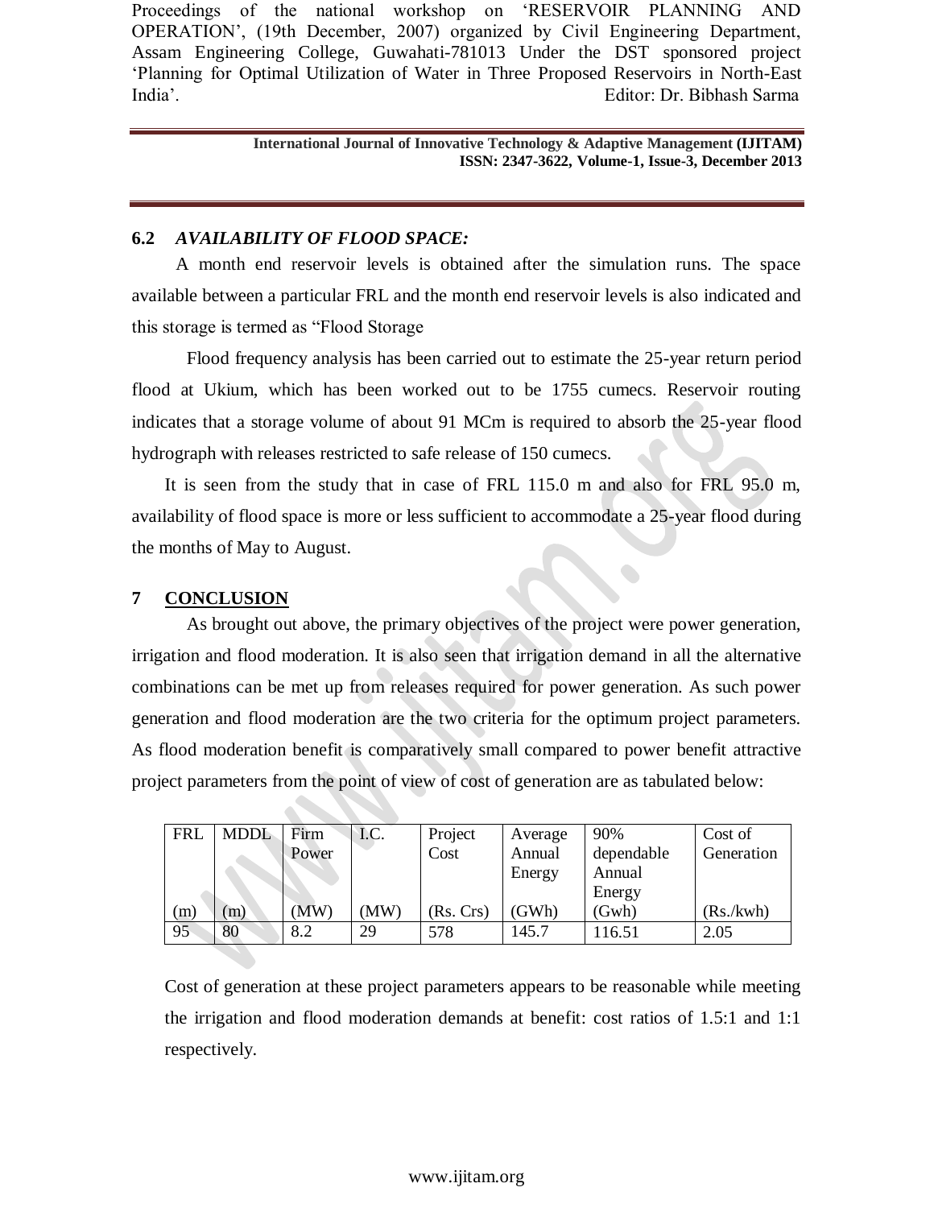### 6.2 *AVAILABILITY OF FLOOD SPACE:*

A month end reservoir levels is obtained after the simulation runs. The space available between a particular FRL and the month end reservoir levels is also indicated and this storage is termed as "Flood Storage

Flood frequency analysis has been carried out to estimate the 25-year return period flood at Ukium, which has been worked out to be 1755 cumecs. Reservoir routing indicates that a storage volume of about 91 MCm is required to absorb the 25-year flood hydrograph with releases restricted to safe release of 150 cumecs.

It is seen from the study that in case of FRL 115.0 m and also for FRL 95.0 m, availability of flood space is more or less sufficient to accommodate a 25-year flood during the months of May to August.

## 7 CONCLUSION

As brought out above, the primary objectives of the project were power generation, irrigation and flood moderation. It is also seen that irrigation demand in all the alternative combinations can be met up from releases required for power generation. As such power generation and flood moderation are the two criteria for the optimum project parameters. As flood moderation benefit is comparatively small compared to power benefit attractive project parameters from the point of view of cost of generation are as tabulated below:

| FRL (m) | MDDL (m) | Firm Power (MW) | I.C. (MW) | Project Cost (Rs. Crs) | Average Annual Energy (GWh) | 90% dependable Annual Energy (Gwh) | Cost of Generation (Rs./kwh) |
|---|---|---|---|---|---|---|---|
| 95 | 80 | 8.2 | 29 | 578 | 145.7 | 116.51 | 2.05 |

Cost of generation at these project parameters appears to be reasonable while meeting the irrigation and flood moderation demands at benefit: cost ratios of 1.5:1 and 1:1 respectively.